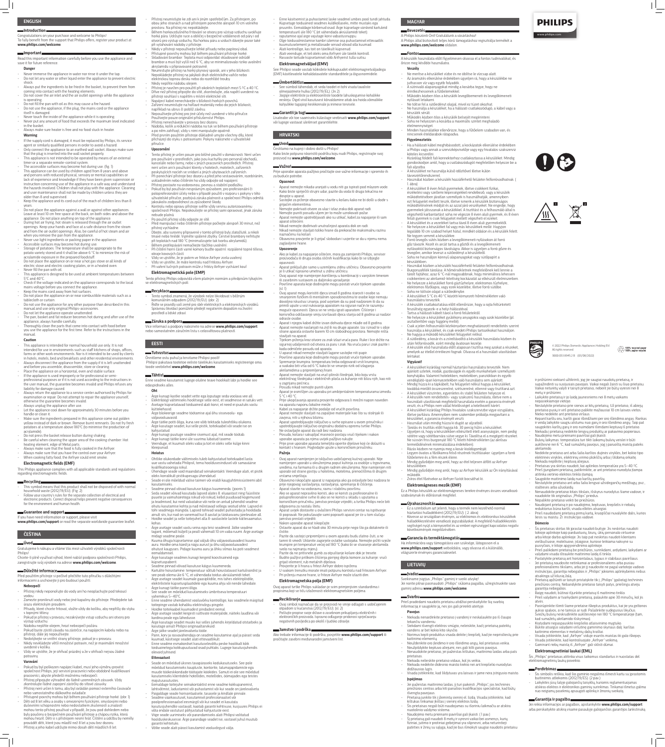## ENGLISH

### Introduction

Congratulations on your purchase and welcome to Philips! To fully benefit from the support that Philips offers, register your product at **www.philips.com/welcome**.

### Important

Read this important information carefully before you use the appliance and save it for future reference.

#### Danger

- Never immerse the appliance in water nor rinse it under the tap.
- Do not let any water or other liquid enter the appliance to prevent electric shock.
- Always put the ingredients to be fried in the basket, to prevent them from coming into contact with the heating elements.
- Do not cover the air inlet and the air outlet openings while the appliance is operating.
- Do not fill the pan with oil as this may cause a fire hazard.
- Do not use the appliance, if the plug, the mains cord or the appliance itself is damaged.
- Never touch the inside of the appliance while it is operating.
- Never put any amount of food that exceeds the maximum level indicated in the basket.
- Always make sure heater is free and no food stuck in heater.

#### Warning

- If the supply cord is damaged, it must be replaced by Philips, its service agent or similarly qualified persons in order to avoid a hazard.
- Only connect the appliance to an earthed wall socket. Always make sure that the plug is inserted into the wall socket properly.
- This appliance is not intended to be operated by means of an external timer or a separate remote-control system.
- The accessible surfaces may become hot during use. (fig. 1)
- This appliance can be used by children aged from 8 years and above and persons with reduced physical, sensory or mental capabilities or lack of experience and knowledge if they have been given supervision or instruction concerning use of the appliance in a safe way and understand the hazards involved. Children shall not play with the appliance. Cleaning and user maintenance shall not be made by children unless they are older than 8 and supervised.
- Keep the appliance and its cord out of the reach of children less than 8 years.
- Do not place the appliance against a wall or against other appliances. Leave at least 10 cm free space at the back, on both sides and above the appliance. Do not place anything on top of the appliance.
- During hot air frying, hot steam is released through the air outlet openings. Keep your hands and face at a safe distance from the steam and from the air outlet openings. Also, be careful of hot steam and air when you remove the pan from the appliance.
- Never use light ingredients or paper in the appliance.
- Accessible surfaces may become hot during use.
- Storage of potatoes: The temperature shall be appropriate to the potato variety stored and it shall be above 6 °C to minimize the risk of acrylamide exposure in the prepared foodstuff.
- Do not place the appliance on or near a hot gas stove or all kinds of electric stove and electric cooking plates, or in a heated oven.
- Never fill the pan with oil.
- This appliance is designed to be used at ambient temperatures between 5°C and 40°C.
- Check if the voltage indicated on the appliance corresponds to the local mains voltage before you connect the appliance.
- Keep the mains cord away from hot surfaces.
- Do not place the appliance on or near combustible materials such as a tablecloth or curtain.
- Do not use the appliance for any other purpose than described in this manual and use only original Philips-accessories.
- Do not let the appliance operate unattended.
- The pan, basket and fat reducer becomes hot during and after use of the appliance, always handle carefully.
- Thoroughly clean the parts that come into contact with food before you use the appliance for the first time. Refer to the instructions in the manual.

#### Caution

- This appliance is intended for normal household use only. It is not intended for use in environments such as staff kitchens of shops, offices, farms or other work environments. Nor is it intended to be used by clients in hotels, motels, bed and breakfasts and other residential environments.
- Always disconnect the appliance from the supply if it is left unattended and before you assemble, disassemble, store or cleaning.
- Place the appliance on a horizontal, even and stable surface.
- If the appliance is used improperly or for professional or semi-professional purposes or if it is not used according to the instructions in the user manual, the guarantee becomes invalid and Philips refuses any liability for damage caused.
- Always return the appliance to a service center authorized by Philips for examination or repair. Do not attempt to repair the appliance yourself, otherwise the guarantee becomes invalid.
- Always unplug the appliance after use.
- Let the appliance cool down for approximately 30 minutes before you handle or clean it.
- Make sure the ingredients prepared in this appliance come out golden yellow instead of dark or brown. Remove burnt remnants. Do not fry fresh potatoes at a temperature above 180°C (to minimise the production of acrylamide).
- Do not press the basket release button during shaking.
- Be careful when cleaning the upper area of the cooking chamber: Hot heating element, edge of Metal parts.
- Always make sure that the food is fully cooked in the Airfryer.
- Always make sure that you have the control over your Airfryer.
- When cooking fatty food, the Airfryer could emit smoke.

### Electromagnetic fields (EMF)

This Philips appliance complies with all applicable standards and regulations regarding electromagnetic fields.

### Recycling

- This symbol means that this product shall not be disposed of with normal household waste (2012/19/EU). (Fig. 2)
- Follow your country's rules for the separate collection of electrical and electronic products. Correct disposal helps prevent negative consequences for the environment and human health.

### Guarantee and support

If you need information or support, please visit **www.philips.com/support** or read the separate worldwide guarantee leaflet.

## ČEŠTINA

### Úvod

Gratulujeme k nákupu a vítáme Vás mezi uživateli výrobků společnosti Philips!
Chcete-li plně využívat výhod, které nabízí podpora společnosti Philips, zaregistrujte svůj výrobek na adrese **www.philips.com/welcome**.

### Důležité informace

Před použitím přístroje si pečlivě přečtěte tuto příručku s důležitými informacemi a uschovejte ji pro budoucí použití.

#### Nebezpečí

- Přístroj nikdy neponořujte do vody ani ho neoplachujte pod tekoucí vodou.
- Zamezte proniknutí vody nebo jiné kapaliny do přístroje. Předejdete tak úrazu elektrickým proudem.
- Přísady, které chcete fritovat, vložte vždy do košíku, aby nepřišly do styku s topnými tělesy.
- Pokud je přístroj v provozu, nezakrývejte vstup vzduchu ani otvory pro výstup vzduchu.
- Nádobu nenaplňte olejem, hrozí nebezpečí požáru.
- Pokud byste zjistili závadu na zástrčce, na napájecím kabelu nebo na přístroji, dále jej nepoužívejte.
- Nedotýkejte se vnitřní strany přístroje, pokud je v provozu.
- Nikdy nevkládejte větší množství potravin, než je maximální množství uvedené v košíku.
- Vždy se ujistěte, že je ohřívač prázdný a že v ohřívači nejsou žádné potraviny.

#### Varování

- Pokud by byl poškozen napájecí kabel, musí jeho výměnu provést společnost Philips, její servisní pracovníci nebo obdobně kvalifikovaní pracovníci, abyste předešli možnému nebezpečí.
- Přístroj připojujte výhradně do řádně uzemněných zásuvek. Vždy zkontrolujte řádné zapojení zástrčky do síťové zásuvky.
- Přístroj není určen k tomu, aby byl ovládán pomocí externího časovače nebo samostatného dálkového ovladače.
- Přístupné povrchy mohou být během používání přístroje horké. (obr. 1)
- Děti od 8 let věku a osoby s omezenými fyzickými, smyslovými nebo duševními schopnostmi nebo nedostatkem zkušeností a znalostí mohou tento přístroj používat v případě, že jsou pod dohledem nebo byly poučeny o bezpečném používání přístroje a chápou rizika, která mohou hrozit. Děti si s přístrojem nesmí hrát. Čištění a údržbu by neměly provádět děti, které jsou mladší než 8 let a jsou bez dozoru.
- Přístroj a jeho kabel udržujte mimo dosah dětí mladších 8 let.
- Přístroj neumisťujte ke zdi ani k jiným spotřebičům. Za přístrojem, po obou jeho stranách a nad přístrojem ponechte alespoň 10 cm volného prostoru. Na přístroj nic nepokládejte.
- Během horkovzdušného fritování se otvory pro výstup vzduchu uvolňuje horká pára. Udržujte ruce a obličej v bezpečné vzdálenosti od páry i od otvorů pro výstup vzduchu. Na horkou páru a vzduch dávejte pozor také při vytahování nádoby z přístroje.
- Nikdy v přístroji nepoužívejte lehké přísady nebo papírový obal.
- Přístupné povrchy mohou být během používání přístroje horké.
- Skladování brambor: Teplota musí odpovídat skladované odrůdě brambor a musí být vyšší než 6 °C, aby se minimalizovalo riziko uvolnění akrylamidu v připravované potravině.
- Neumisťujte přístroj na horký plynový sporák, ani v jeho blízkosti. Nepokládejte přístroj na jakýkoli druh elektrického vařiče nebo elektrickou topnou desku nebo do rozehřáté trouby.
- Nikdy neplňte nádobu olejem.
- Přístroj je navržen pro použití při okolních teplotách mezi 5 °C a 40 °C.
- Dříve než přístroj připojíte do sítě, zkontrolujte, zda napětí uvedené na přístroji souhlasí s napětím v místní elektrické síti.
- Napájecí kabel nenechávejte v blízkosti horkých povrchů.
- Zařízení neumisťujte na hořlavé materiály nebo do jejich blízkosti, například na ubrus či poblíž záclony.
- Nepoužívejte přístroj pro jiné účely než uvedené v této příručce. Používejte pouze originální příslušenství Philips.
- Přístroj nenechávejte v provozu bez dozoru.
- Nádoba, košík a redukční nádoba na tuk se během používání přístroje a po něm zahřívají, vždy s nimi manipulujte opatrně.
- Před prvním použitím přístroje důkladně umyjte všechny díly, které přicházejí do styku s potravinami. Pokyny naleznete v uživatelské příručce.

#### Upozornění

- Tento přístroj je určen pouze pro běžné použití v domácnosti. Není určen pro používání v prostředích, jako jsou kuchyňky pro personál obchodů, kanceláře nebo farmy, nebo v jiných pracovních prostředích. Přístroj není určen ani k používání klienty v hotelech, motelech, zařízeních poskytujících nocleh se snídaní a jiných ubytovacích zařízeních.
- Při ponechání přístroje bez dozoru a před jeho sestavováním, rozebíráním, uskladněním nebo čištěním ho vždy odpojte od napájení.
- Přístroj postavte na vodorovnou, pevnou a stabilní podložku.
- Pokud by byl používán nesprávným způsobem, pro profesionální či poloprofesionální účely nebo v případě použití v rozporu s pokyny v této uživatelské příručce, pozbývá záruka platnosti a společnost Philips odmítá jakoukoliv odpovědnost za způsobené škody.
- Kontrolu nebo opravu přístroje svěřte vždy servisu autorizovanému společností Philips. Nepokoušejte se přístroj sami opravovat, jinak záruka nebude platná.
- Po použití přístroj vždy odpojte ze sítě.
- Před manipulací nebo čištěním přístroje počkejte alespoň 30 minut, než přístroj vychladne.
- Dbejte, aby suroviny připravené v tomto přístroji byly zlatožluté, a nikoli tmavé nebo hnědé. Vyjměte spálené zbytky. Čerstvé brambory nefritujte při teplotách nad 180 °C (minimalizujete tak tvorbu akrylamidů).
- Během protřepávání nemačkejte tlačítko uvolnění.
- Při čištění horní části varné komory buďte opatrní: rozpálené topné těleso, okraje kovových částí.
- Vždy se ujistěte, že je pokrm ve fritéze Airfryer zcela uvařený.
- Vždy se ujistěte, že máte kontrolu nad fritézou Airfryer.
- Při vaření tučných potravin může z fritézy Airfryer vycházet kouř.

### Elektromagnetická pole (EMP)

Tento přístroj Philips odpovídá všem platným normám a předpisům týkajícím se elektromagnetických polí.

### Recyklace

- Tento symbol znamená, že výrobek nelze likvidovat s běžným komunálním odpadem (2012/19/EU). (obr. 2)
- Řiďte se pravidly vaší země pro sběr elektrických a elektronických výrobků. Správnou likvidací pomůžete předejít negativním dopadům na životní prostředí a lidské zdraví.

### Záruka a podpora

Více informací a podpory naleznete na adrese **www.philips.com/support** nebo samostatném záručním listu s celosvětovou platností.

## EESTI

### Tutvustus

Õnnitleme ostu puhul ja tervitame Philipsi poolt! Philipsi pakutava tootetoe eeliste täielikuks kasutamiseks registreerige oma toode veebilehel **www.philips.com/welcome**.

### Tähtis!

Enne seadme kasutamist lugege olulise teave hoolikalt läbi ja hoidke see edaspidiseks alles.

#### Oht

- Ärge kunagi kastke seadet vette ega loputage seda voolava vee all.
- Elektrilöögi vältimiseks hoolitsege selle eest, et seadmesse ei satuks vett.
- Asetage kuumutatavad toiduained alati korvi, et need ei puutuks vastu kuumutuselemente.
- Ärge blokeerige seadme töötamise ajal õhu sissevoolu- ega väljavooluavasid.
- Ärge täitke potti õliga, kuna see võib tekitada tuleohtliku olukorra.
- Ärge kasutage seadet, kui selle pistik, toitekaabel või seade ise on kahjustatud.
- Ärge kunagi puutuge seadme sisemust ajal, mil seade töötab.
- Ärge kunagi täitke korvi üle suurima tähistatud taseme.
- Veenduge, et kuumuti oleks vaba ja toit ei oleks selle külge kinni kleepunud.

#### Hoiatus

- Ohtlike olukordade vältimiseks tuleb kahjustatud toitekaabel lasta uue vastu vahetada Philipsil, tema hoolduseesindusel või samaväärse kvalifikatsiooniga isikul.
- Ühendage seade vaid maandatud seinakontakti. Veenduge alati, et pistik oleks korralikult pistikupesasse ühendatud.
- Seade ei ole mõeldud välise taimeri või eraldi kaugjuhtimissüsteemi abil kasutamiseks.
- Seadme pinnad võivad kasutuse käigus kuumeneda. (joonis 1)
- Seda seadet võivad kasutada lapsed alates 8. eluaastast ning füüsiliste puuete ja vaimuhäiretega isikud või isikud, kellel puuduvad kogemused ja teadmised, kui neid valvatakse või neile on antud juhendid seadme ohutu kasutamise kohta ja nad mõistavad sellega seotud ohte. Lapsed ei tohi seadmega mängida. Lapsed tohivad seadet puhastada ja hooldada ainult siis, kui nad on vanemad kui 8 aastat ja täiskasvanu järelevalve all.
- Hoidke seadet ja selle toitejuhet alla 8-aastastele lastele kättesaamatus kohas.
- Ärge asetage seadet vastu seina ega teisi seadmeid. Jätke seadme taga, mõlemalt küljelt ja pealt vähemalt 10 cm vaba ruumi. Ärge asetage midagi seadme peale.
- Kuuma õhuga küpsetamise ajal väljub õhu väljavooluavadest kuuma auru. Hoidke oma käed ja nägu aurust ja õhu väljavooluavadest ohutus kauguses. Pidage kuuma auru ja õhu silmas ka poti seadmest eemaldamisel.
- Ärge kasutage seadmes kunagi kergeid koostisaineid ega küpsetuspaberit.
- Seadme pinnad võivad kasutuse käigus kuumeneda.
- Kartulite hoiustamine: temperatuur sõltub hoiustatavast kartulisordist ja see peab olema üle 6 °C, et vähendada toidus akrüülamiidi teket.
- Ärge asetage seadet kuumale gaasipliidile, mis tahes elektripliidile, elektrilistele küpsetusplaatidele ega kuuma ahju või nende lähedale.
- Ärge kunagi täitke panni õliga.
- See seade on mõeldud kasutamiseks ümbritseva temperatuuri vahemikus 5–40 °C.
- Enne seadme ühendamist vooluvõrku kontrollige, kas seadmele märgitud toitepinge vastab kohalikule elektrivõrgu pingele.
- Hoidke toitekaabel kuumadest pindadest eemal.
- Ärge asetage seadet kergesti süttivate materjalide, näiteks laudlina või kardina peale ega lähedusse.
- Ärge kasutage seadet muuks kui selles juhendis kirjeldatud otstarbeks ja kasutage ainult Philipsi originaaltarvikuid.
- Ärge jätke seadet järelevalveta tööle.
- Pann, korv ja rasvavähendaja on seadme kasutamise ajal ja pärast seda kuumad, käsitsege seadet alati ettevaatlikult.
- Enne seadme esmakordset kasutuselevõttu peske hoolikalt kõik toiduainetega kokkupuutuvad osad puhtaks. Lugege kasutusjuhendis olevaid juhiseid.

#### Ettevaatust

- Seade on mõeldud üksnes tavapäraseks kodukasutuseks. See pole mõeldud kasutamiseks kaupluste, kontorite, talumajapidamiste ega muude töökeskkondade töötajate köökides. Samuti ei ole see mõeldud kasutamiseks klientidele hotellides, motellides, öömajades ega teistes majutusasutustes.
- Eemaldage toitejuhe seinakontaktist enne seadme kokkupanemist, lahtivõtmist, ladustamist või puhastamist või kui seade on järelevalveta.
- Paigaldage seade horisontaalsele, tasasele ja kindlale pinnale.
- Seadme vääraskasutusel, kasutamisel professionaalsel või poolprofessionaalsel eesmärgil või kui seadet ei kasutata kasutusjuhendile vastavalt, kaotab garantii kehtivuse, kusjuures Philips ei võta endale vastutust tekkinud kahjustuste eest.
- Viige seade uurimiseks või parandamiseks alati Philipsi volitatud hoolduskeskusesse. Ärge parandage seadet ise, vastasel juhul muutub garantii kehtetuks.
- Võtke seade alati pärast kasutamist vooluvõrgust välja.
- Enne käsitsemist ja puhastamist laske seadmel umbes pool tundi jahtuda.
- Küpsetage toiduained seadmes kuldkollaseks, mitte mustaks ega pruuniks. Eemaldage kõrbenud osad. Ärge küpsetage värskeid kartuleid temperatuuril üle 180 °C (et vähendada akrüülamiidi teket).
- Raputamise ajal ärge vajutage korvi vabastusnuppu.
- Olge toiduvalmistamise kambri ülemise osa puhastamisel ettevaatlik: kuumutuselement ja metallosade servad võivad olla kuumad.
- Alati kontrollige, kas toit on täielikult küpsenud.
- Alati veenduge, et teil oleks oma Airfryeri üle täielik kontroll.
- Rasvaste toitude küpsetamisel võib Airfryerist tulla suitsu.

### Elektromagnetväljad (EMV)

See Philipsi seade vastab kõikidele kokkupuudet elektromagnetväljadega (EMF) käsitlevatele kohaldatavatele standarditele ja õigusnormidele.

### Ümbertöötlus

- See sümbol tähendab, et seda toodet ei tohi visata tavaliste olmejäätmete hulka (2012/19/EL). (Jn 2)
- Järgige elektriliste ja elektrooniliste toodete lahuskogumise kohalikke eeskirju. Õigel viisil kasutusest kõrvaldamine aitab ära hoida võimalikke kahjulikke tagajärgi keskkonnale ja inimese tervisele.

### Garantii ja tugi

Lisateabe või toe saamiseks külastage veebisaiti **www.philips.com/support** või lugege vastavat ülemaailmset garantiilehte.

## HRVATSKI

### Uvod

Čestitamo na kupnji i dobro došli u Philips! Kako biste potpuno iskoristili podršku koju nudi Philips, registrirajte svoj proizvod na **www.philips.com/welcome**.

### Važno!

Prije uporabe aparata pažljivo pročitajte ove važne informacije i spremite ih za buduće potrebe.

#### Opasnost

- Aparat nemojte nikada uranjati u vodu niti ga ispirati pod mlazom vode.
- Kako biste spriječili strujni udar, pazite da voda ili druga tekućina ne dospije u aparat.
- Sastojke za prženje obavezno stavite u košaru kako ne bi došli u dodir s grijaćim elementima.
- Nemojte pokrivati otvore za ulaz i izlaz zraka dok aparat radi.
- Nemojte puniti posudu uljem jer to može uzrokovati požar.
- Aparat nemojte upotrebljavati ako su utikač, kabel za napajanje ili sam aparat oštećeni.
- Nikad nemojte dodirivati unutrašnjost aparata dok on radi.
- Nikad nemojte stavljati toliko hrane da prekoračite maksimalnu razinu naznačenu na košari.
- Obavezno provjerite je li grijač slobodan i uvjerite se da u njemu nema zaglavljene hrane.

#### Upozorenje

- Ako je kabel za napajanje oštećen, mora ga zamijeniti Philips, serviser proizvođača ili druga osoba sličnih kvalifikacija kako bi se izbjegle opasnosti.
- Aparat priključujte samo u uzemljenu zidnu utičnicu. Obavezno provjerite je li utikač ispravno umetnut u zidnu utičnicu.
- Ovaj aparat nije namijenjen korištenju u kombinaciji s vanjskim timerom ili zasebnim sustavom za daljinsko upravljanje.
- Površine aparata koje dodirujete mogu postati vruće tijekom uporabe. (sl. 1)
- Ovaj aparat mogu koristiti djeca iznad 8 godina starosti i osobe sa smanjenim fizičkim ili mentalnim sposobnostima te osobe koje nemaju dovoljno iskustva i znanja, pod uvjetom da su pod nadzorom ili da su primili upute u vezi rukovanja aparatom na siguran način te razumiju moguće opasnosti. Djeca se ne smiju igrati aparatom. Čišćenje i korisničko održavanje smiju izvršavati djeca starija od 8 godina uz nadzor odrasle osobe.
- Aparat i njegov kabel držite izvan dohvata djece mlađe od 8 godina.
- Aparat nemojte naslanjati na zid ili na druge aparate. Iza i uz obje strane aparata ostavite barem 10 cm slobodnog prostora. Nemojte ništa stavljati na aparat.
- Tijekom prženja kroz otvore za izlaz zraka izlazi vruća para. Ruke i lice držite na sigurnoj udaljenosti od otvora za paru i zrak. Na vruću paru i zrak pazite i kada odmičete posudu od aparata.
- U aparat nikad nemojte stavljati lagane sastojke niti papir.
- Površine aparata koje dodirujete mogu postati vruće tijekom uporabe.
- Spremanje krumpira: temperatura treba odgovarati vrsti krumpira, a svakako biti viša od 6 °C kako bi se smanjio rizik od izlaganja akrilamidima u pripremljenoj hrani.
- Aparat nemojte stavljati na vrući plinski štednjak, bilo koju vrstu električnog štednjaka i električnih ploča za kuhanje niti blizu njih, kao niti u zagrijanu pećnicu.
- Posudu nikad nemojte puniti uljem.
- Aparat je osmišljen za uporabu pri ambijentalnim temperaturama između 5 °C i 40 °C.
- Prije ukopčavanja aparata provjerite odgovara li mrežni napon naveden na aparatu naponu lokalne mreže.
- Kabel za napajanje držite podalje od vrućih površina.
- Aparat nemojte stavljati na zapaljive materijale kao što su stolnjak ili zavjesa, niti u njihovu blizinu.
- Aparat upotrebljavajte isključivo u svrhe opisane u ovom priručniku i upotrebljavajte isključivo originalnu dodatnu opremu tvrtke Philips.
- Ne ostavljajte aparat da radi bez nadzora.
- Posuda, košara i spremnik za smanjenje masnoće postaju vrući tijekom i nakon uporabe aparata pa njima uvijek pažljivo rukujte.
- Prije prve uporabe aparata temeljito operite dijelove koji će dolaziti u kontakt s hranom. Pogledajte upute u korisničkom priručniku.

#### Pažnja

- Ovaj aparat namijenjen je isključivo uobičajenoj kućnoj uporabi. Nije namijenjen uporabi u okruženjima poput kuhinja za osoblje u trgovinama, uredima, na farmama ili u drugim radnim okruženjima. Nije namijenjen niti uporabi od strane gostiju u hotelima, motelima, prenoćištima ili drugim vrstama smještaja.
- Obavezno isključite aparat iz napajanja ako ga ostavljate bez nadzora te prije njegovog sastavljanja, rastavljanja, spremanja ili čišćenja.
- Aparat stavite na vodoravnu, ravnu i stabilnu površinu.
- Ako se aparat nepravilno koristi, ako se koristi za profesionalne ili poluprofesionalne svrhe ili ako se ne koristi u skladu s uputama u korisničkom priručniku, jamstvo prestaje vrijediti, a tvrtka Philips neće biti odgovorna za nastalu štetu.
- Aparat uvijek dostavite u ovlašteni Philips servisni centar na ispitivanje ili popravak. Ne pokušavajte sami popraviti aparat jer će u tom slučaju jamstvo prestati vrijediti.
- Nakon uporabe aparat iskopčajte.
- Ostavite aparat da se hladi oko 30 minuta prije nego što ga dotaknete ili čistite.
- Pazite da sastojci pripremljeni u ovom aparatu budu zlatno-žuti, a ne tamni ili smeđi. Uklonite zagorjele ostatke sastojaka. Nemojte pržiti svježe krumpire pri temperaturi većoj od 180 °C (kako bi se stvaranje akrilamida svelo na najmanju mjeru).
- Pazite da ne pritisnete gumb za otpuštanje košare dok je tresete.
- Budite pažljivi prilikom čišćenja gornjeg dijela komore za kuhanje: vrući grijaći element, rub metalnih dijelova.
- Provjerite je li hrana u fritezi Airfryer dobro ispržena.
- U svakom trenutku morate imati potpunu kontrolu nad fritezom Airfryer.
- Pri prženju masne hrane, iz friteze Airfryer može izlaziti dim.

### Elektromagnetska polja (EMF)

Ovaj aparat tvrtke Philips sukladan je svim primjenjivim standardima i propisima koji se tiču izloženosti elektromagnetskim poljima.

### Recikliranje

- Ovaj simbol naznačuje da se proizvod ne smije odlagati s uobičajenim otpadom iz kućanstva (2012/19/EU). (sl. 2)
- Poštujte propise vaše države o zasebnom prikupljanju električnih i elektroničkih proizvoda. Ispravno odlaganje pridonosi sprječavanju negativnih posljedica po okoliš i ljudsko zdravlje.

### Jamstvo i podrška

Ako trebate informacije ili podršku, posjetite **www.philips.com/support** ili pročitajte zasebni međunarodni jamstveni list.

## MAGYAR

### Bevezetés

A Philips köszönti Önt! Gratulálunk a vásárláshoz! A Philips által biztosított teljes körű támogatáshoz regisztrálja termékét a **www.philips.com/welcome** oldalon.

### Fontos

A készülék használata előtt figyelmesen olvassa el a fontos tudnivalókat, és őrizze meg későbbi használatra.

#### Veszély

- Ne merítse a készüléket vízbe és ne öblítse le vízcsap alatt.
- Az áramütés elkerülése érdekében ügyeljen rá, hogy a készülékbe ne juthasson víz vagy egyéb folyadék.
- A sütnivaló alapanyagokat mindig a kosárba tegye, hogy ne érintkezhessenek a fűtőelemekkel.
- Működés közben tilos a készülék levegőbemeneti és levegőkimeneti nyílásait letakarni.
- Ne töltse fel a sütőedényt olajjal, mivel ez tüzet okozhat.
- Ne használja a készüléket, ha a hálózati csatlakozódugó, a kábel vagy a készülék sérült.
- Működés közben tilos a készülék belsejét megérinteni.
- Soha ne helyezzen a kosárba a maximális szintet meghaladó élelmiszermennyiséget.
- Minden használatkor ellenőrizze, hogy a fűtőelem szabadon van, és nincsenek ételdarabok rátapadva.

#### Figyelmeztetés

- Ha a hálózati kábel meghibásodott, a kockázatok elkerülése érdekében a Philips vagy annak a szervizképviselője vagy egy hasonlóan szakszerű köteles kicserélni.
- Kizárólag földelt fali konnektorhoz csatlakoztassa a készüléket. Mindig gondoskodjon arról, hogy a csatlakozódugót megfelelően helyezze be a fali aljzatba.
- A készüléket ne használja külső időzítővel illetve külön távvezérlőrendszerrel.
- Használat közben a készülék hozzáférhető felületei felforrósodhatnak. (1. ábra)
- A készüléket 8 éven felüli gyermekek, illetve csökkent fizikai, érzékelési vagy szellemi képességekkel rendelkező, vagy a készülék működtetésében járatlan személyek is használhatják, amennyiben ezt felügyelet mellett teszik, illetve ismerik a készülék biztonságos működtetésének módját és az azzal járó veszélyeket. Ne engedje, hogy gyermekek játsszanak a készülékkel. A tisztítást és a felhasználó által is végezhető karbantartást csak 8 év feletti és felügyelet mellett végezheti el ezeket.
- A készüléket és a vezetéket tartsa 8 éven aluli gyermekektől.
- Ne helyezze a készüléket fal vagy más készülékek mellé. Hagyjon legalább 10 cm szabad helyet hátul, mindkét oldalon és a készülék felett. Ne tegyen semmit a készülékre.
- Forró levegős sütés közben a levegőkimeneti nyílásokon át forró gőz távozik. Kezét és arcát tartsa a gőztől és a levegőkimeneti nyílásoktól biztonságos távolságra. Akkor is ügyeljen a forró gőzre és levegőre, amikor leveszi a sütőedényt a készülékről.
- Soha ne használjon könnyű alapanyagokat vagy sütőpapírt a készülékben.
- Használat közben a készülék hozzáférhető felületei felforrósodhatnak.
- Burgonyafélék tárolása: A hőmérséklet megfelelőnek kell lennie a tárolt fajtához, azaz 6 °C-nál magasabbnak, hogy minimálisra lehessen csökkenteni az akrilamid-kitettség kockázatát az elkészült élelmiszerben.
- Ne helyezze a készüléket forró gáztűzhelyre, elektromos tűzhelyre, elektromos főzőlapra, vagy ezek közelébe, illetve forró sütőbe.
- Soha ne töltsön olajat a sütőedénybe.
- A készüléket 5 °C és 40 °C közötti környezeti hőmérsékleten való használatra tervezték.
- A készülék csatlakoztatása előtt ellenőrizze, hogy a rajta feltüntetett feszültség egyezik-e a helyi hálózatéval.
- Tartsa a hálózati kábelt távol a forró felületektől.
- Ne helyezze a készüléket gyúlékony anyagokra vagy azok közelébe (pl. asztalterítőre vagy függöny mellé).
- Csak ajelen felhasználói kézikönyvben meghatározott rendeltetés szerint használja a készüléket, és csak eredeti Philips tartozékokat használjon.
- Ne hagyja a működő készüléket felügyelet nélkül.
- A sütőedény, a kosár és a zsírelvezető a készülék használata közben és után felforrósodik, ezért mindig óvatosan kezelje.
- A készülék első használata előtt alaposan tisztítsa meg azokat a részeket, amelyek az étellel érintkezni fognak. Olvassa el a használati utasításban leírtakat.

#### Vigyázat!

- A készüléket kizárólag normál háztartási használatra tervezték. Nem ajánlott üzletek, irodák, gazdaságok és egyéb munkahelyek személyzeti konyhájába. Valamint hotelekben, motelekben, panziókban és egyéb vendéglátó-ipari környezetekben való használatra sem ajánlott.
- Mindig húzza ki a tápkábelt, ha felügyelet nélkül hagyja a készüléket, továbbá mielőtt összeszerelné, szétszerelné, eltenné vagy tisztítaná.
- A készüléket vízszintes, egyenletes és stabil felületen helyezze el.
- A készülék nem rendeltetés- vagy szakszerű használata, illetve nem a használati utasításnak megfelelő használata esetén a garancia érvényét veszti, és a Philips nem vállal felelősséget a keletkezett kárért.
- A készüléket kizárólag Philips hivatalos szakszervizbe vigye vizsgálatra, illetve javításra. Amennyiben nem szakember próbálja megjavítani a készüléket, a garancia érvényét veszti.
- Használat után mindig húzza ki dugót az aljzatból.
- Tárolás és tisztítás előtt hagyja kb. 30 percig hűlni a készüléket.
- Ügyeljen rá, hogy a készülékben elkészített ételt aranysárgán, nem pedig sötétre vagy sötétbarnára sütve vegye ki. Távolítsa el a megégett részeket. Ne süssön friss burgonyát 180 °C feletti hőmérsékleten (az akrilsav termelődésének minimalizálása érdekében).
- Rázás közben ne nyomja meg a kosár kioldógombját.
- Legyen óvatos a főzőkamra felső részének tisztításakor: ügyeljen a forró fűtőelemre és a fém részek élére.
- Mindig győződjön meg arról, hogy az ételt teljesen átfőtt az Airfryer készülékben.
- Mindig győződjön meg arról, hogy az Airfryer készülék az Ön irányításával működik.
- Zsíros étel főzésekor az Airfryer füstöt bocsáthat ki.

### Elektromágneses mezők (EMF)

Ez a Philips készülék az elektromágneses terekre érvényes összes vonatkozó szabványnak és előírásnak megfelel.

### Újrahasznosítás

- Ez a szimbólum azt jelenti, hogy a termék nem kezelhető normál háztartási hulladékként (2012/19/EU). (2. ábra)
- Kövesse az országában érvényes, az elektromos és elektronikus készülékek hulladékkezelésére vonatkozó jogszabályokat. A megfelelő hulladékkezelés segítséget nyújt a környezettel és az emberi egészséggel kapcsolatos negatív következmények megelőzésében.

### Garancia és terméktámogatás

Ha információra vagy támogatásra van szüksége, látogasson el a **www.philips.com/support** weboldalra, vagy olvassa el a különálló, világszerte érvényes garancialevelet.

## LIETUVIŲ

### Įvadas

Sveikiname įsigijus „Philips" gaminį ir sveiki atvykę!
Jei norite pilnai pasinaudoti „Philips" siūloma pagalba, užregistruokite savo gaminį adresu **www.philips.com/welcome**.

### Svarbu

Prieš pradėdami naudotis prietaisu atidžiai perskaitykite šią svarbią informaciją ir saugokite ją, nes jos gali prireikti ateityje.

#### Pavojus

- Niekada nenardinkite prietaiso į vandenį ir neskalaukite po iš čiaupo tekančiu vandeniu.
- Siekdami išvengti elektros smūgio, neleiskite, kad į prietaisą patektų vandens ar bet kokio kito skysčio.
- Norimus kepti produktus visada dėkite į krepšelį, kad jie neprisiliestų prie kaitinimo elementų.
- Neuždenkite oro įleidimo ir oro išleidimo angų, kol prietaisas veikia.
- Nepildykite keptuvo aliejumi, nes gali kilti gaisro pavojus.
- Nenaudokite prietaiso, jei pažeistas kištukas, maitinimo laidas arba pats prietaisas.
- Niekada nelieskite prietaiso vidaus, kol jis veikia.
- Niekada nedėkite didesnio maisto kiekio nei ant krepšelio nurodytas didžiausias lygis.
- Visada įsitikinkite, kad šildytuvas yra laisvas ir jame nėra įstrigusio maisto.

#### Įspėjimas

- Jei pažeistas maitinimo laidas, jį turi pakeisti „Philips", jos techninės priežiūros centras arba kiti panašios kvalifikacijos specialistai, kad būtų išvengta pavojaus.
- Prietaisą junkite tik į įžemintą sieninį el. lizdą. Visada įsitikinkite, kad kištukas tinkamai įkištas į sieninį elektros lizdą.
- Šis prietaisas negali būti naudojamas su išoriniu laikmačiu ar atskira nuotolinio valdymo sistema.
- Naudojimo metu prieinami paviršiai gali įkaisti. ( 1 pav.)
- Šį prietaisą gali naudoti 8 metų ir vyresni vaikai bei asmenys, kurių fiziniai, jutimo ir protiniai gebėjimai yra silpnesni, arba neturintiems patirties ir žinių su sąlyga, kad jie bus išmokyti saugiai naudotis prietaisu ir prižiūrimi siekiant užtikrinti, jog jie saugiai naudotų prietaisą, ir supažindinti su susijusiais pavojais. Vaikai negali žaisti su šiuo prietaisu. Valyti ir naudotojo atliekamos techninės priežiūros darbų negali atlikti vaikai, nebent jie būtų vyresni nei 8 metų ir prižiūrimi.
- Laikykite prietaisą ir jo laidą jaunesniems nei 8 metų vaikams nepasiekiamoje vietoje.
- Nestatykite prietaiso prie sienos ar kitų prietaisų. Už prietaiso, iš abiejų prietaiso pusių ir virš prietaiso palikite mažiausiai 10 cm laisvos vietos. Nieko nedėkite ant prietaiso viršaus.
- Kepant karštu oru, karšti garai išleidžiami per oro išleidimo angas. Rankas ir veidą laikykite saugiu atstumu nuo garų ir oro išleidimo angų. Taip pat saugokitės karštų garų ir oro nuimdami išimdami keptuvą iš prietaiso.
- Niekada į prietaisą nedėkite lengvų produktų ar pakavimo popieriaus.
- Naudojimo metu prieinami paviršiai gali įkaisti.
- Bulvių laikymas: temperatūra turi tikti laikomų bulvių veislei ir būti aukštesnė nei 6 °C, kad sumažėtų pavojus, jog į paruoštą maistą pateks akrilamido.
- Nedėkite prietaiso ant arba šalia karštos dujinės viryklės, bet kokio tipo elektrinės viryklės, elektrinių virimo plokščių arba į šildomą orkaitę.
- Niekada nepilkite į keptuvą aliejaus.
- Prietaisas yra skirtas naudoti, kai aplinkos temperatūra yra 5–40 °C.
- Prieš įjungdami prietaisą, patikrinkite, ar ant prietaiso nurodyta įtampa atitinka vietinio elektros tinklo įtampą.
- Saugokite maitinimo laidą nuo karštų paviršių.
- Nestatykite prietaiso ant arba šalia lengvai užsidegančių medžiagų, pvz., staltiesės arba užuolaidų.
- Nenaudokite prietaiso kitais tikslais, išskyrus nurodytus šiame vadove, ir naudokite tik originalius „Philips" priedus.
- Nepalikite prietaiso veikti be priežiūros.
- Naudojant prietaisą ir po naudojimo, keptuvas, krepšelis ir riebalų reduktorius būna karšti, visada elkitės atsargiai.
- Prieš naudodami prietaisą pirmą kartą, kruopščiai nuvalykite dalis, kurios liesis su maistu. Žr. instrukcijas vadove.

#### Dėmesio

- Šis prietaisas skirtas tik įprastai naudoti buityje. Jis neskirtas naudoti tokioje aplinkoje kaip parduotuvių, biurų, ūkių personalo virtuvėse arba kitoje darbo aplinkoje. Jis taip pat neskirtas naudoti klientams viešbučiuose, moteliuose, nakvynės namuose ir kitoje gyvenamojoje aplinkoje.
- Visada atjunkite prietaisą nuo maitinimo šaltinio, jei jį paliekate be priežiūros, ir prieš surinkdami, ardydami, laikydami ar valydami visada išjunkite maitinimo laidą iš tinklo.
- Pastatykite prietaisą ant horizontalaus, lygaus ir stabilaus paviršiaus.
- Jei prietaisą naudosite netinkamai ar profesionaliems arba pusiau profesionaliems tikslams, arba jei jį naudosite ne pagal vartotojo vadovo instrukcijas, garantija nebegalios ir „Philips" jokiomis aplinkybėmis nebus atsakinga už kilusią žalą.
- Prietaisą apžiūrėti ar taisyti pristatykite tik į „Philips" įgaliotąjį techninės priežiūros centrą. Nebandykite prietaiso taisyti patys, priešingu atveju garantija nebegalios.
- Baigę naudoti, būtinai išjunkite prietaisą iš maitinimo tinklo.
- Prieš valydami ar tvarkydami prietaisą, palaukite apie 30 minučių, kol jis atvės.
- Pasirūpinkite išimti šiame prietaise iškeptus produktus, kai jie yra geltonos aukso spalvos, o ne tamsūs ar rudi. Pašalinkite sudegusius likučius. Šviežių bulvių nekepkite aukštesnėje nei 180 °C temperatūroje (tam, kad sumažėtų akrilamido kiekis).
- Kratydami nepaspauskite krepšelio atlaisvinimo mygtuko.
- Būkite atsargūs valydami viršutinę gaminimo skyriaus dalį: karštas kaitinimo elementas ir metalinių dalių kraštai.
- Visada įsitikinkite, kad „Airfryer" viduje esantis maistas iki galo iškeptas.
- Visada įsitikinkite, kad kontroliuojate „Airfryer" veikimą.
- Gaminant riebų maistą iš „Airfryer" gali sklisti dūmai.

### Elektromagnetiniai laukai (EML)

Šis „Philips" prietaisas atitinka visus taikomus standartus ir nuostatas dėl elektromagnetinių laukų poveikio.

### Perdirbimas

- Šis simbolis reiškia, kad šio gaminio negalima išmesti kartu su įprastomis buitinėmis atliekomis (2012/19/ES). (2 pav.)
- Laikykitės jūsų šalyje galiojančių taisyklių, kuriomis reglamentuojamas atskiras elektros ir elektroninių gaminių surinkimas. Tinkamai išmetus galima nuo neigiamų pasekmių apsaugoti aplinką ir žmonių sveikatą.

### Garantija ir pagalba

Jei reikia informacijos ar pagalbos, apsilankykite **www.philips.com/support** arba perskaitykite atskirą visame pasaulyje galiojančios garantijos lankstinuką.

PHILIPS

www.philips.com

© 2022 Philips Domestic Appliances Holding B.V.
All rights reserved.

3000 053 89452 B (03/08/2022)

100% recycled paper
100% papier recyclé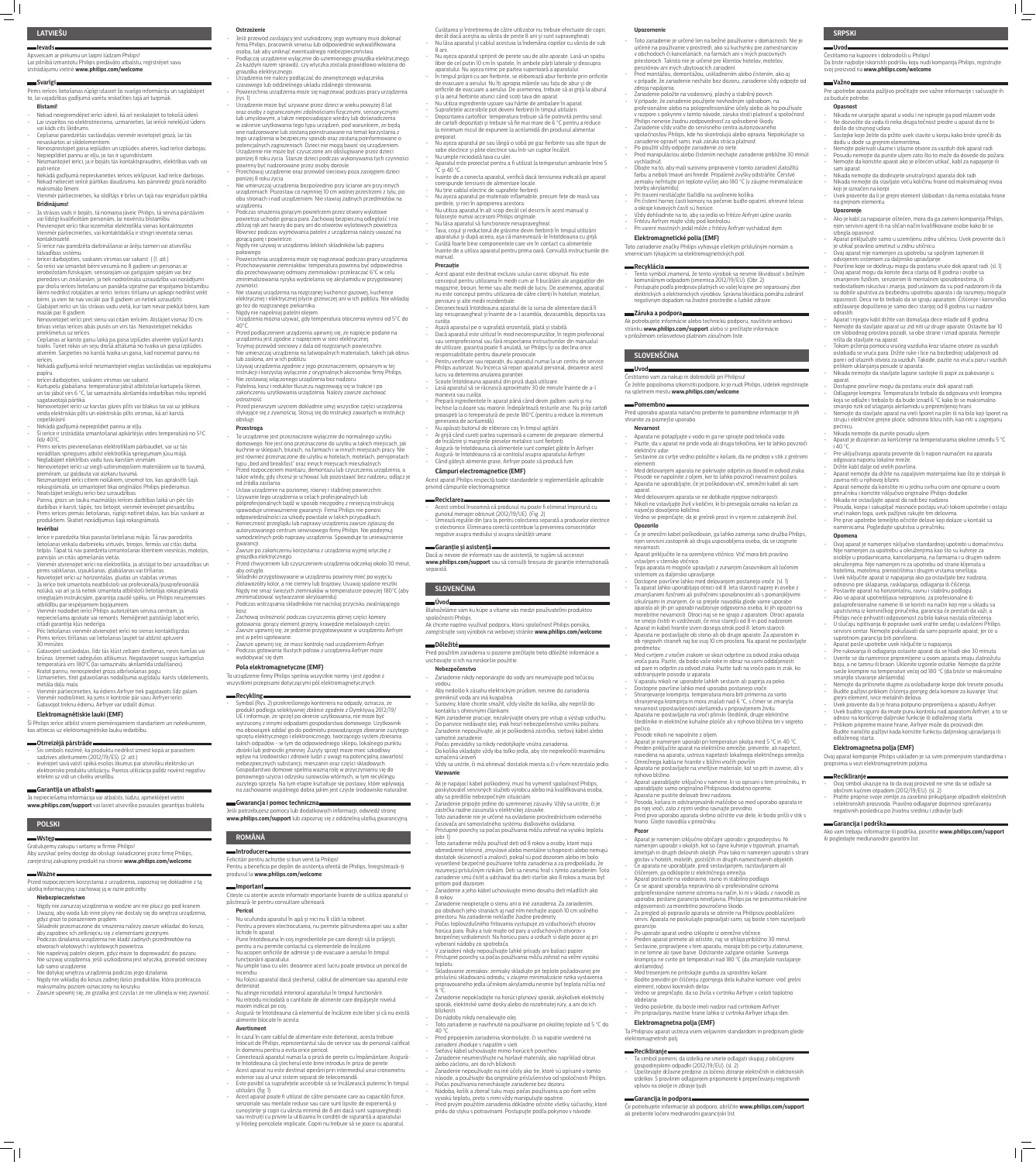# LATVIEŠU

## Ievads

Apsveicam ar pirkumu un laipni lūdzam Philips! Lai pilnībā izmantotu Philips piedāvāto atbalstu, reģistrējiet savu izstrādājumu vietnē **www.philips.com/welcome**.

## Svarīgi

Pirms ierīces lietošanas rūpīgi izlasiet šo svarīgo informāciju un saglabājiet to, lai vajadzības gadījumā varētu ieskatīties tajā arī turpmāk.

### Bīstami!

- Nekad neiegremdējiet ierīci ūdenī, kā arī neskalojiet to tekošā ūdenī.
- Lai izvairītos no elektrošoka, uzmanieties, lai ierīcē nenokļūtu ūdens vai kāds cits šķidrums.
- Cepšanai paredzētās sastāvdaļas vienmēr ievietojiet grozā, lai tās nesaskartos ar sildelementiem.
- Nenosprostojiet gaisa ieplūdes un izplūdes atveres, kad ierīce darbojas.
- Nepiepildiet pannu ar eļļu, jo tas ir ugunsbīstami.
- Neizmantojiet ierīci, ja ir bojāts tās kontaktspraudnis, elektrības vads vai pati ierīce.
- Nekādā gadījumā nepieskarieties ierīces iekšpusei, kad ierīce darbojas.
- Nelieciet ierīcē pārtikas daudzumu, kas pārsniedz grozā norādīto maksimālo līmeni.
- Vienmēr pārliecinieties, ka sildītājs ir brīvs un tajā nav iesprūdusi pārtika.

### Brīdinājumi!

- Ja strāvas vads ir bojāts, tā nomaiņa jāveic Philips, tā servisa pārstāvim vai līdzīgi kvalificētam personām, lai novērstu bīstamību.
- Pievienojiet ierīci tikai iezemētai elektrotīkla sienas kontaktrozetei. Vienmēr pārliecinieties, vai kontaktdakša ir stingri ievietota sienas kontaktrozetē.
- Šī ierīce nav paredzēta darbināšanai ar ārēju taimeri vai atsevišķu tālvadības sistēmu.
- Ierīci darbojoties, saskares virsmas var sakarst. (1. att.)
- Šo ierīci var izmantot bērni vecumā no 8 gadiem un personas ar ierobežotām fiziskajām, sensorajām vai garīgajām spējām vai bez pieredzes un zināšanām, ja tiek nodrošināta uzraudzība vai norādījumi par drošu ierīces lietošanu un panākta izpratne par iespējamo bīstamību. Bērni nedrīkst rotaļāties ar ierīci. Ierīces tīrīšanu un apkopi nedrīkst veikt bērni, ja vien tie nav vecāki par 8 gadiem un netiek uzraudzīti.
- Glabājiet ierīci un tās strāvas vadu vietā, kur tam nevar piekļūt bērni, kam mazāk par 8 gadiem.
- Nenovietojiet ierīci pret sienu vai citām ierīcēm. Atstājiet vismaz 10 cm brīvas vietas ierīces abās pusēs un virs tās. Nenovietojiet nekādus priekšmetus uz ierīces.
- Cepšanas ar karsto gaisu laikā pa gaisa izplūdes atverēm izplūst karsts tvaiks. Turiet rokas un seju drošā attālumā no tvaika un gaisa izplūdes atverēm. Sargieties no karstā tvaika un gaisa, kad noņemat pannu no ierīces.
- Nekādā gadījumā ierīcē neizmantojiet vieglas sastāvdaļas vai cepamo papīru.
- Ierīci darbojoties, saskares virsmas var sakarst.
- Kartupeļu glabāšana: temperatūrai jābūt atbilstošai kartupeļu šķirnei, un tai jābūt virs 6 °C, lai samazinātu akrilamīda iedarbības risku iepriekš sagatavotajā pārtikā.
- Nenovietojiet ierīci uz karstas gāzes plīts vai blakus tai vai uz jebkura veida elektriskās plīts un elektriskās plīts virsmas, kā arī karstā cepeškrāsnī.
- Nekādā gadījumā nepiepildiet pannu ar eļļu.
- Šī ierīce ir izstrādāta izmantošanai apkārtējās vides temperatūrā no 5°C līdz 40°C.
- Pirms ierīces pievienošanas elektrotīklam pārbaudiet, vai uz tās norādītais spriegums atbilst elektrotīkla spriegumam jūsu mājā.
- Neglabājiet elektrības vadu tuvu karstām virsmām.
- Nenovietojiet ierīci uz viegli uzliesmojošiem materiāliem vai to tuvumā, piemēram, uz galdauta vai aizkaru tuvumā.
- Neizmantojiet ierīci citiem nolūkiem, izņemot tos, kas aprakstīti šajā rokasgrāmatā, un izmantojiet tikai oriģinālos Philips piederumus.
- Neatstājiet ieslēgtu ierīci bez uzraudzības.
- Panna, grozs un tauku mazināšanas ierīce darbības laikā un pēc tās darbības ir karsti. Tāpēc, tos ievietojot, vienmēr ievērojiet piesardzību.
- Pirms ierīces pirmās lietošanas, rūpīgi notīriet daļas, kas būs saskarē ar produktiem. Skatiet norādījumus šajā rokasgrāmatā.

### Ievērībai

- Ierīce ir paredzēta tikai parastai lietošanai mājās. Tā nav paredzēta lietošanai vietās darbinieku virtuvēs, birojos, fermās vai citās darba telpās. Tāpat tā nav paredzēta izmantošanai klientiem viesnīcās, motelos, pansijās un citās apmešanās vietās.
- Vienmēr atvienojiet ierīci no elektrotīkla, ja atstājat to bez uzraudzības un pirms salikšanas, izjaukšanas, glabāšanas vai tīrīšanas.
- Novietojiet ierīci uz horizontālas, gludas un stabilas virsmas.
- Ja ierīce tiek izmantota neatbilstoši vai profesionālā/pusprofesionālā nolūkā, vai arī ja tā netiek izmantota atbilstoši lietotāja rokasgrāmatā sniegtajām instrukcijām, garantija zaudē spēku, un Philips neuzņemsies atbildību par iespējamiem bojājumiem.
- Vienmēr nododiet ierīci Philips autorizētam servisa centram, ja nepieciešama apskate vai remonts. Nemēģiniet patstāvīgi labot ierīci, citādi garantija kļūs nederīga.
- Pēc lietošanas vienmēr atvienojiet ierīci no sienas kontaktligzdas.
- Pirms ierīces tīrīšanas vai lietošanas ļaujiet tai atdzist aptuveni 30 minūtes.
- Gatavojiet sastāvdaļas, līdz tās kļūst zeltaini dzeltenas, nevis tumšas vai brūnas. Izņemiet sadegušos atlikumus. Negatavojiet svaigus kartupeļus temperatūrā virs 180°C (lai samazinātu akrilamīda izdalīšanos).
- Kratot pannu, nenospiediet groza atbrīvošanas pogu.
- Uzmanieties, tīrot gatavošanas nodalījuma augšdaļu: karsts sildelements, metāla daļu mala.
- Vienmēr pārliecinieties, ka ēdiens Airfryer tiek pagatavots līdz galam.
- Vienmēr nodrošiniet, ka jums ir kontrole pār savu Airfryer ierīci.
- Gatavojot treknu ēdienu, Airfryer var izdalīt dūmus.

### Elektromagnētiskie lauki (EMF)

Šī Philips ierīce atbilst visiem piemērojamiem standartiem un noteikumiem, kas attiecas uz elektromagnētisko lauku iedarbību.

## Otreizējā pārstrāde

- Šis simbols nozīmē, ka produktu nedrīkst izmest kopā ar parastiem sadzīves atkritumiem (2012/19/ES) (2. att.)
- Ievērojiet savā valstī spēkā esošos likumus par atsevišķu elektrisko un elektronisko produktu utilizāciju. Pareiza utilizācija palīdz novērst negatīvu ietekmi uz vidi un cilvēku veselību.

## Garantija un atbalsts

Ja nepieciešama informācija vai atbalsts, lūdzu, apmeklējiet vietni **www.philips.com/support** vai lasiet atsevišķo pasaules garantijas bukletu.

# POLSKI

## Wstęp

Gratulujemy zakupu i witamy w firmie Philips! Aby w pełni korzystać z obsługi świadczonej przez firmę Philips, zarejestruj zakupiony produkt na stronie **www.philips.com/welcome**.

## Ważne

Przed rozpoczęciem korzystania z urządzenia, zapoznaj się dokładnie z tą ulotką informacyjną i zachowaj ją w razie potrzeby.

### Niebezpieczeństwo

- Nigdy nie zanurzaj urządzenia w wodzie ani nie płucz go pod kranem.
- Uważaj, aby woda lub inne płyny nie dostały się do wnętrza urządzenia, gdyż grozi to porażeniem prądem.
- Składniki przeznaczone do smażenia należy zawsze wkładać do kosza, aby zapobiec ich zetknięciu się z elementami grzejnymi.
- Podczas działania urządzenia nie kładź żadnych przedmiotów na otworach wlotowych i wylotowych powietrza.
- Nie napełniaj patelni olejem, gdyż może to doprowadzić do pożaru.
- Nie używaj urządzenia, jeśli uszkodzona jest wtyczka, przewód sieciowy lub samo urządzenie.
- Nie dotykaj wnętrza urządzenia podczas jego działania.
- Nigdy nie wkładaj do kosza żadnej ilości produktów, która przekracza maksymalny poziom oznaczony na koszyku.
- Zawsze upewnij się, że grzałka jest czysta i że nie utknęła w niej żywność.

### Ostrzeżenie

- Jeśli przewód zasilający jest uszkodzony, jego wymiany musi dokonać firma Philips, pracownik serwisu lub odpowiednio wykwalifikowana osoba, tak aby uniknąć ewentualnego niebezpieczeństwa.
- Podłączaj urządzenie wyłącznie do uziemionego gniazdka elektrycznego. Za każdym razem sprawdź, czy wtyczka została prawidłowo włożona do gniazdka elektrycznego.
- Urządzenia nie należy podłączać do zewnętrznego wyłącznika czasowego lub oddzielnego układu zdalnego sterowania.
- Powierzchnia urządzenia może się nagrzewać podczas pracy urządzenia. (rys. 1)
- Urządzenie może być używane przez dzieci w wieku powyżej 8 lat oraz osoby z ograniczonymi zdolnościami fizycznymi, sensorycznymi lub umysłowymi, a także nieposiadające wiedzy lub doświadczenia w zakresie użytkowania tego typu urządzeń, pod warunkiem, że będą one nadzorowane lub zostaną poinstruowane na temat korzystania z tego urządzenia w bezpieczny sposób oraz zostaną poinformowane o potencjalnych zagrożeniach. Dzieci nie mogą bawić się urządzeniem. Urządzenie nie może być czyszczone ani obsługiwane przez dzieci poniżej 8 roku życia. Starsze dzieci podczas wykonywania tych czynności powinny być nadzorowane przez osoby dorosłe.
- Przechowuj urządzenie oraz przewód sieciowy poza zasięgiem dzieci poniżej 8 lat.
- Nie umieszczaj urządzenia bezpośrednio przy ścianie ani przy innych urządzeniach. Pozostaw co najmniej 10 cm wolnej przestrzeni z tyłu, po obu stronach i nad urządzeniem. Nie stawiaj żadnych przedmiotów na urządzeniu.
- Podczas smażenia gorącym powietrzem przez otwory wylotowe powietrza uchodzi gorąca para. Zachowaj bezpieczną odległość i nie zbliżaj rąk ani twarzy do pary ani do otworów wylotowych powietrza. Również podczas wyjmowania patelni z urządzenia należy uważać na gorącą parę i powietrze.
- Nigdy nie używaj w urządzeniu lekkich składników lub papieru pakowego.
- Powierzchnia urządzenia może się nagrzewać podczas pracy urządzenia.
- Przechowywanie ziemniaków: temperatura powinna być odpowiednia dla przechowywanej odmiany ziemniaków i przekraczać 6°C w celu zminimalizowania ryzyka wydzielania się akryloamidu w przygotowanej żywności.
- Nie stawiaj urządzenia na rozgrzanej kuchence gazowej, kuchence elektrycznej i elektrycznej płycie grzewczej ani w ich pobliżu. Nie wkładaj go też do rozgrzanego piekarnika.
- Nigdy nie napełniaj patelni olejem.
- Urządzenia można używać, gdy temperatura otoczenia wynosi od 5°C do 40°C.
- Przed podłączeniem urządzenia upewnij się, że napięcie podane na urządzeniu jest zgodne z napięciem w sieci elektrycznej.
- Trzymaj przewód sieciowy z dala od rozgrzanych powierzchni.
- Nie umieszczaj urządzenia na łatwopalnych materiałach, takich jak obrus lub zasłona, ani w ich pobliżu.
- Używaj urządzenia wyłącznie zgodnie z jego przeznaczeniem, opisanym w tej instrukcji i korzystaj wyłącznie z oryginalnych akcesoriów firmy Philips.
- Nie zostawiaj włączonego urządzenia bez nadzoru.
- Patelnia, kosz i nakładka tłuszczu nagrzewają się w trakcie i po zakończeniu użytkowania urządzenia. Należy zawsze zachować ostrożność.
- Przed pierwszym użyciem dokładnie umyj wszystkie części urządzenia stykające się z żywnością. Stosuj się do instrukcji zawartych w instrukcji obsługi.

### Przestroga

- To urządzenie jest przeznaczone wyłącznie do normalnego użytku domowego. Nie jest ono przeznaczone do użytku w takich miejscach, jak kuchnie w sklepach, biurach, na farmach i w innych miejscach pracy. Nie jest również przeznaczone do użytku w hotelach, motelach, pensjonatach typu „bed and breakfast" oraz innych miejscach mieszkalnych.
- Przed rozpoczęciem montażu, demontażu lub czyszczenia urządzenia, a także wtedy, gdy chcesz je schować lub pozostawić bez nadzoru, odłącz je od źródła zasilania.
- Ustaw urządzenie na poziomej, równej i stabilnej powierzchni.
- Używanie tego urządzenia w celach profesjonalnych lub półprofesjonalnych bądź w sposób niezgodny z niniejszą instrukcją spowoduje unieważnienie gwarancji. Firma Philips nie ponosi odpowiedzialności za szkody powstałe w takich przypadkach.
- Konieczność przeglądu lub naprawy urządzenia zawsze zgłaszaj do autoryzowanego centrum serwisowego firmy Philips. Nie podejmuj samodzielnych prób naprawy urządzenia. Spowoduje to unieważnienie gwarancji.
- Zawsze po zakończeniu korzystania z urządzenia wyjmij wtyczkę z gniazdka elektrycznego.
- Przed chowaniem lub czyszczeniem urządzenia odczekaj około 30 minut, aby ostygło.
- Składniki przygotowywane w urządzeniu powinny mieć po wyjęciu złotożółty kolor, a nie ciemny lub brązowy. Usuwaj spalone resztki. Nigdy nie smaż świeżych ziemniaków w temperaturze powyżej 180°C (aby zminimalizować wytwarzanie akryloamidu).
- Podczas wstrząsania składników nie naciskaj przycisku zwalniającego kosz.
- Zachowaj ostrożność podczas czyszczenia górnej części komory gotowania: gorący element grzejny, krawędzie metalowych części.
- Zawsze upewnij się, że jedzenie przygotowywane w urządzeniu Airfryer jest w pełni ugotowane.
- Zawsze upewnij się, że masz kontrolę nad urządzeniem Airfryer.
- Podczas gotowania tłustych potraw z urządzenia Airfryer może wydobywać się dym.

### Pola elektromagnetyczne (EMF)

To urządzenie firmy Philips spełnia wszystkie normy i jest zgodne z wszystkimi przepisami dotyczącymi pól elektromagnetycznych.

## Recykling

- Symbol (Rys. 2) przekreślonego kontenera na odpady, oznacza, że produkt podlega selektywnej zbiórce zgodnie z Dyrektywą 2012/19/UE i informuje, że sprzęt po okresie użytkowania, nie może być wyrzucony z innymi odpadami gospodarstwa domowego. Użytkownik ma obowiązek oddać go do podmiotu prowadzącego zbieranie zużytego sprzętu elektrycznego i elektronicznego, tworzącego system zbierania takich odpadów - w tym do odpowiedniego sklepu, lokalnego punktu zbiórki lub jednostki gminnej. Zużyty sprzęt może mieć szkodliwy wpływ na środowisko i zdrowie ludzi z uwagi na potencjalną zawartość niebezpiecznych substancji, mieszanin oraz części składowych. Gospodarstwo domowe spełnia ważną rolę w przyczynianiu się do ponownego użycia i odzysku surowców wtórnych, w tym recyklingu zużytego sprzętu. Na tym etapie kształtuje się postawy, które wpływają na zachowanie wspólnego dobra jakim jest czyste środowisko naturalne.

## Gwarancja i pomoc techniczna

Jeśli potrzebujesz pomocy lub dodatkowych informacji, odwiedź stronę **www.philips.com/support** lub zapoznaj się z odrębną ulotką gwarancyjną.

# ROMÂNĂ

## Introducere

Felicitări pentru achiziție și bun venit la Philips! Pentru a beneficia pe deplin de asistența oferită de Philips, înregistrează-ți produsul la **www.philips.com/welcome**.

## Important

Citește cu atenție aceste informații importante înainte de a utiliza aparatul și păstrează-le pentru consultare ulterioară.

### Pericol

- Nu scufunda aparatul în apă și nici nu îl clăti la robinet.
- Pentru a preveni electrocutarea, nu permite pătrunderea apei sau a altor lichide în aparat.
- Pune întotdeauna în coș ingredientele pe care dorești să le prăjești, pentru a nu permite contactul cu elementele de încălzire.
- Nu acoperi orificiile de admisie și de evacuare a aerului în timpul funcționării aparatului.
- Nu umple tava cu ulei, deoarece acest lucru poate provoca un pericol de incendiu.
- Nu folosi aparatul dacă ștecherul, cablul de alimentare sau aparatul este deteriorat.
- Nu atinge niciodată interiorul aparatului în timpul funcționării.
- Nu introdu niciodată o cantitate de alimente care depășește nivelul maxim indicat pe coș.
- Asigură-te întotdeauna că elementul de încălzire este liber și că nu există alimente blocate în acesta.

### Avertisment

- În cazul în care cablul de alimentare este deteriorat, acesta trebuie înlocuit de Philips, reprezentantul său de service sau de personal calificat în domeniu pentru a evita orice pericol.
- Conectează aparatul numai la o priză de perete cu împământare. Asigură-te întotdeauna că ștecherul este bine introdus în priza de perete.
- Acest aparat nu este destinat operării prin intermediul unui cronometru exterior sau al unui sistem separat de telecomandă.
- Este posibil ca suprafețele accesibile să se încălzească puternic în timpul utilizării. (fig. 1)
- Acest aparat poate fi utilizat de către persoane care au capacități fizice, senzoriale sau mentale reduse sau care sunt lipsite de experiență și cunoștințe și copii cu vârsta minimă de 8 ani dacă sunt supravegheați sau instruiți cu privire la utilizarea în condiții de siguranță a aparatului și înțeleg pericolele implicate. Copiii nu trebuie să se joace cu aparatul. Curățarea și întreținerea de către utilizator nu trebuie efectuate de copii, decât dacă aceștia au vârsta de peste 8 ani și sunt supravegheați.
- Nu lăsa aparatul și cablul acestuia la îndemâna copiilor cu vârsta de sub 8 ani.
- Nu așeza aparatul sprijinit de perete sau de alte aparate. Lasă un spațiu liber de cel puțin 10 cm în spatele, în ambele părți laterale și deasupra aparatului. Nu așeza nimic pe partea superioară a aparatului.
- În timpul prăjirii cu aer fierbinte, se eliberează abur fierbinte prin orificiile de evacuare a aerului. Nu îți apropia mâinile sau fața de abur și de orificiile de evacuare a aerului. De asemenea, trebuie să ai grijă la aburul și la aerul fierbinte atunci când scoți tava din aparat.
- Nu utiliza ingrediente ușoare sau hârtie de ambalare în aparat.
- Suprafețele accesibile pot deveni fierbinți în timpul utilizării.
- Depozitarea cartofilor: temperatura trebuie să fie potrivită pentru soiul de cartofi depozitați și trebuie să fie mai mare de 6 °C pentru a reduce la minimum riscul de expunere la acrilamidă din produsul alimentar preparat.
- Nu așeza aparatul pe sau lângă o sobă pe gaz fierbinte sau alte tipuri de sobe electrice și plite electrice sau într-un cuptor încălzit.
- Nu umple niciodată tava cu ulei.
- Aparatul este proiectat pentru a fi utilizat la temperaturi ambiante între 5 °C și 40 °C.
- Înainte de a conecta aparatul, verifică dacă tensiunea indicată pe aparat corespunde tensiunii de alimentare locale.
- Nu ține cablul electric lângă suprafețe fierbinți.
- Nu așeza aparatul pe materiale inflamabile, precum fețe de masă sau perdele, și nici în apropierea acestora.
- Nu utiliza aparatul în alt scop decât cel descris în acest manual și folosește numai accesorii Philips originale.
- Nu lăsa aparatul să funcționeze nesupravegheat.
- Tava, coșul și reductorul de grăsime devin fierbinți în timpul utilizării aparatului și după aceea, așa că manevrează-le întotdeauna cu grijă.
- Curăță foarte bine componentele care vin în contact cu alimentele înainte de a utiliza aparatul pentru prima oară. Consultă instrucțiunile din manual.

### Precauție

- Acest aparat este destinat exclusiv uzului casnic obișnuit. Nu este conceput pentru utilizarea în medii cum ar fi bucătăriile angajaților din magazine, birouri, ferme sau alte medii de lucru. De asemenea, aparatul nu este conceput pentru utilizarea de către clienți în hoteluri, moteluri, pensiuni și alte medii rezidențiale.
- Deconectează întotdeauna aparatul de la sursa de alimentare dacă îl lași nesupravegheat și înainte de a-l asambla, dezasambla, depozita sau curăța.
- Așază aparatul pe o suprafață orizontală, plată și stabilă.
- Dacă aparatul este utilizat în mod necorespunzător, în regim profesional sau semiprofesional sau fără respectarea instrucțiunilor din manualul de utilizare, garanția poate fi anulată, iar Philips își va declina orice responsabilitate pentru daunele provocate.
- Pentru verificare sau reparații, du aparatul numai la un centru de service Philips autorizat. Nu încerca să repari aparatul personal, deoarece acest lucru va determina anularea garanției.
- Scoate întotdeauna aparatul din priză după utilizare.
- Lasă aparatul să se răcească aproximativ 30 de minute înainte de a-l manevra sau curăța.
- Prepară ingredientele în aparat până când devin galben-aurii și nu închise la culoare sau maronii. Îndepărtează resturile arse. Nu prăji cartofi proaspeți la o temperatură de peste 180°C (pentru a reduce la minimum generarea de acrilamidă).
- Nu apăsa butonul de eliberare a coșului în timpul agitării.
- Ai grijă când cureți partea superioară a camerei de preparare: elementul de încălzire și marginile pieselor metalice sunt fierbinți.
- Asigură-te întotdeauna că alimentele sunt complet gătite în Airfryer.
- Asigură-te întotdeauna că ai controlul asupra aparatului Airfryer.
- Când gătești alimente grase, Airfryer poate să producă fum.

### Câmpuri electromagnetice (EMF)

Acest aparat Philips respectă toate standardele și reglementările aplicabile privind câmpurile electromagnetice.

## Reciclarea

- Acest simbol înseamnă că produsul nu poate fi eliminat împreună cu gunoiul menajer obișnuit (2012/19/UE). (Fig. 2)
- Urmează regulile din țara ta pentru colectarea separată a produselor electrice și electronice. Eliminarea corectă contribuie la prevenirea consecințelor negative asupra mediului și asupra sănătății umane.

## Garanție și asistență

Dacă ai nevoie de informații sau asistență, te rugăm să accesezi **www.philips.com/support** sau să consulți broșura de garanție internațională separată.

# SLOVENČINA

## Úvod

Blahoželáme vám ku kúpe a vítame vás medzi používateľmi produktov spoločnosti Philips!
Ak chcete naplno využívať podporu, ktorú spoločnosť Philips ponúka, zaregistrujte svoj výrobok na webovej stránke **www.philips.com/welcome**.

## Dôležité

Pred použitím zariadenia si pozorne prečítajte tieto dôležité informácie a uschovajte si ich na neskoršie použitie.

### Nebezpečenstvo

- Zariadenie nikdy neponárajte do vody ani neumývajte pod tečúcou vodou.
- Aby nedošlo k zásahu elektrickým prúdom, nesmie do zariadenia preniknúť voda ani iná kvapalina.
- Suroviny, ktoré chcete smažiť, vždy vložte do košíka, aby neprišli do kontaktu s ohrevnými článkami.
- Kým zariadenie pracuje, nezakrývajte otvory pre vstup a výstup vzduchu.
- Do panvice nenalievajte olej, inak hrozí nebezpečenstvo vzniku požiaru.
- Zariadenie nepoužívajte, ak je poškodená zástrčka, sieťový kábel alebo samotné zariadenie.
- Počas prevádzky sa nikdy nedotýkajte vnútra zariadenia.
- Do košíka nikdy nevkladajte viac jedla, ako je maximálne označené množstvo.
- Vždy sa uistite, či má ohrievač dostatok miesta a či v ňom nezostalo jedlo.

### Varovanie

- Ak je napájací kábel poškodený, musí ho vymeniť spoločnosť Philips, poskytovateľ servisných služieb výrobcu alebo iná kvalifikovaná osoba, aby sa predišlo nebezpečným situáciám.
- Zariadenie pripojte jedine do uzemnenej zásuvky. Vždy sa uistite, či je zástrčka riadne zasunutá v elektrickej zásuvke.
- Toto zariadenie nie je určené na ovládanie prostredníctvom externého časovača ani samostatného systému diaľkového ovládania.
- Prístupné povrchy sa počas používania môžu zohriať na vysokú teplotu. (obr. 1)
- Toto zariadenie môžu používať deti od 8 rokov a osoby, ktoré majú obmedzené telesné, zmyslové alebo mentálne schopnosti alebo nemajú dostatok skúseností a znalostí, pokiaľ sú pod dozorom alebo im bolo vysvetlené bezpečné používanie tohto zariadenia a za predpokladu, že rozumejú príslušným rizikám. Deti sa nesmú hrať s týmto zariadením. Toto zariadenie smú čistiť a udržiavať iba deti staršie ako 8 rokov a musia byť pritom pod dozorom.
- Zariadenie a jeho kábel uchovávajte mimo dosahu detí mladších ako 8 rokov.
- Zariadenie neopierajte o stenu ani o iné zariadenia. Za zariadením, po oboch jeho stranách aj nad ním nechajte aspoň 10 cm voľného priestoru. Na zariadenie nekladajte žiadne predmety.
- Počas teplovzdušného fritovania vystupuje zo vzduchových otvorov horúca para. Ruky a tvár majte od pary a vzduchových otvorov v bezpečnej vzdialenosti. Na horúcu paru a vzduch si dajte pozor aj pri vyberaní nádoby zo spotrebiča.
- V zariadení nikdy nepoužívajte ľahké prísady ani baliaci papier.
- Prístupné povrchy sa počas používania môžu zohriať na vysokú teplotu.
- Skladovanie zemiakov: zemiaky skladujte pri teplote požadovanej pre príslušnú skladovanú odrodu, v záujme minimalizácie rizika vystavenia pripravovaného jedla účinkom akrylamidu by teplota mala byť vyššia ako 6 °C.
- Zariadenie nepokladajte na horúci plynový sporák, akýkoľvek elektrický sporák, elektrickú varnú dosku alebo do rozohriatej rúry, a ani do ich blízkosti.
- Do nádoby nikdy nenalievajte olej.
- Toto zariadenie je navrhnuté na používanie pri okolitej teplote od 5 °C do 40 °C.
- Pred pripojením zariadenia skontrolujte, či sa napätie uvedené na zariadení zhoduje s napätím v sieti.
- Sieťový kábel uchovávajte mimo horúcich povrchov.
- Zariadenie neumiestňujte na horľavé materiály, ako napríklad obrus alebo záclony, ani do ich blízkosti.
- Zariadenie nepoužívajte na iné účely ako tie, ktoré sú opísané v tomto návode, a používajte iba originálne príslušenstvo od spoločnosti Philips.
- Počas používania nenechávajte zariadenie bez dozoru.
- Nádoba, košík a zberač tuku majú počas používania a po ňom veľmi vysokú teplotu, preto s nimi vždy manipulujte opatrne.
- Pred prvým použitím zariadenia dôkladne očistite všetky súčiastky, ktoré prídu do styku s potravinami. Postupujte podľa pokynov v návode.

### Upozornenie

- Toto zariadenie je určené len na bežné používanie v domácnosti. Nie je určené na používanie v prostredí, ako sú kuchynky pre zamestnancov v obchodoch či kanceláriach, na farmách ani v iných pracovných prostrediach. Takisto nie je určené pre klientov hotelov, motelov, penziónov ani iných ubytovacích zariadení.
- Pred montážou, demontážou, uskladnením alebo čistením, ako aj v prípade, že zariadenie necháte bez dozoru, zariadenie vždy odpojte od zdroja napájania.
- Zariadenie položte na vodorovný, plochý a stabilný povrch.
- V prípade, že zariadenie použijete nevhodným spôsobom, na profesionálne alebo polo-profesionálne účely alebo ak ho používate v rozpore s pokynmi v tomto návode, záruka stratí platnosť a spoločnosť Philips nenesie žiadnu zodpovednosť za spôsobené škody.
- Zariadenie vždy vráťte do servisného centra autorizovaného spoločnosťou Philips, kde ho skontrolujú alebo opravia. Nepokúšajte sa zariadenie opraviť sami, inak záruka stratí platnosť.
- Po použití vždy odpojte zariadenie zo siete.
- Pred manipuláciou alebo čistením nechajte zariadenie približne 30 minút vychladnúť.
- Dbajte na to, aby mali suroviny pripravené v tomto zariadení zlatožltú farbu a neboli tmavé ani hnedé. Pripálené zvyšky odstráňte. Čerstvé zemiaky nefritujte pri teplote vyššej ako 180 °C (v záujme minimalizácie tvorby akrylamidu).
- Pri trasení nestláčajte tlačidlo na uvoľnenie košíka.
- Pri čistení hornej časti komory na pečenie buďte opatrní, ohrevné teleso a okraje kovových častí sú horúce.
- Vždy dohliadnite na to, aby sa jedlo vo fritéze Airfryer úplne uvarilo.
- Fritézu Airfryer majte vždy pod kontrolou.
- Pri varení mastných jedál môže z fritézy Airfryer vychádzať dym.

### Elektromagnetické polia (EMF)

Toto zariadenie značky Philips vyhovuje všetkým príslušným normám a smerniciam týkajúcim sa elektromagnetických polí.

## Recyklácia

- Tento symbol znamená, že tento výrobok sa nesmie likvidovať s bežným komunálnym odpadom (smernica 2012/19/EÚ). (Obr. 2)
- Postupujte podľa predpisov platných vo vašej krajine pre separovaný zber elektrických a elektronických výrobkov. Správna likvidácia pomáha zabrániť negatívnym dopadom na životné prostredie a ľudské zdravie.

## Záruka a podpora

Ak potrebujete informácie alebo technickú podporu, navštívte webovú stránku **www.philips.com/support** alebo si prečítajte informácie v priloženom celosvetovom záručnom liste.

# SLOVENŠČINA

## Uvod

Čestitamo vam za nakup in dobrodošli pri Philipsu!
Če želite popolnoma izkoristiti podporo, ki jo nudi Philips, izdelek registrirajte na spletnem mestu **www.philips.com/welcome**.

## Pomembno

Pred uporabo aparata natančno preberite te pomembne informacije in jih shranite za poznejšo uporabo.

### Nevarnost

- Aparata ne potapljajte v vodo in ga ne spirajte pod tekočo vodo.
- Pazite, da v aparat ne pride voda ali druga tekočina, ker to lahko povzroči električni udar.
- Sestavine za cvrtje vedno položite v košaro, da ne pridejo v stik z grelnimi elementi.
- Med delovanjem aparata ne pokrivajte odprtin za dovod in odvod zraka.
- Posode ne napolnite z oljem, ker to lahko povzroči nevarnost požara.
- Aparata ne uporabljajte, če je poškodovan vtič, omrežni kabel ali sam aparat.
- Med delovanjem aparata se ne dotikajte njegove notranjosti.
- Nikoli ne vstavljajte živil v količini, ki bi presegala oznako na košari za največjo dovoljeno količino.
- Vedno se prepričajte, da je grelnik prost in v njem ni zataknjenih živil.

### Opozorilo

- Če je omrežni kabel poškodovan, ga lahko zamenja samo družba Philips, njen servisni zastopnik ali druga usposobljena oseba, da se izognete nevarnosti.
- Aparat priključite le na ozemljeno vtičnico. Vtič mora biti pravilno vstavljen v stensko vtičnico.
- Tega aparata ni mogoče upravljati z zunanjim časovnikom ali ločenim sistemom za daljinsko upravljanje.
- Dostopne površine lahko med delovanjem postanejo vroče. (sl. 1)
- Ta aparat lahko uporabljajo otroci od 8. leta starosti naprej in osebe z zmanjšanimi fizičnimi ali psihičnimi sposobnostmi ali s pomanjkljivimi izkušnjami in znanjem, če so prejele navodila glede varne uporabe aparata ali jih pri uporabi nadzoruje odgovorna oseba, ki jih opozori na morebitne nevarnosti. Otroci naj se ne igrajo z aparatom. Otroci aparata ne smejo čistiti in vzdrževati, če niso starejši od 8 in pod nadzorom.
- Aparat in kabel hranite izven dosega otrok pod 8. letom starosti.
- Aparata ne postavljajte ob steno ali ob druge aparate. Za aparatom in ob njegovih straneh naj bo vsaj 10 cm prostora. Na aparat ne postavljajte predmetov.
- Med cvrtjem z vročim zrakom se skozi odprtine za odvod zraka odvaja vroča para. Pazite, da boste vaše roke in obraz na varni oddaljenosti od pare in odprtin za odvod zraka. Pazite tudi na vročo paro in zrak, ko odstranjujete posodo iz aparata.
- V aparatu nikoli ne uporabite lahkih sestavin ali papirja za peko.
- Dostopne površine lahko med uporabo postanejo vroče.
- Shranjevanje krompirja: temperatura mora biti primerna za sorto shranjenega krompirja in mora znašati nad 6 °C, s čimer se zmanjša nevarnost izpostavljenosti akrilamidu v pripravljenem živilu.
- Aparata ne postavljajte na vroč plinski štedilnik, druge električne štedilnike in električne kuhalne plošče ali v njihovo bližino ter v segreto pečico.
- Posode nikoli ne napolnite z oljem.
- Aparat je namenjen uporabi pri temperaturi okolja med 5 °C in 40 °C.
- Preden priključite aparat na električno omrežje, preverite, ali napetost, navedena na aparatu, ustreza napetosti lokalnega električnega omrežja.
- Omrežnega kabla ne hranite v bližini vročih površin.
- Aparata ne postavljajte na vnetljive materiale, kot so prti in zavese, ali v njihovo bližino.
- Aparat uporabljajte izključno v namene, ki so opisani v tem priročniku, in uporabljajte samo originalno Philipsovo dodatno opremo.
- Aparata ne pustite delovati brez nadzora.
- Posoda, košara in odstranjevalnik maščobe so med uporabo aparata in po njej vroči, zato z njimi vedno ravnajte previdno.
- Pred prvo uporabo aparata skrbno očistite vse dele, ki bodo prišli v stik s hrano. Glejte navodila v priročniku.

### Pozor

- Aparat je namenjen izključno običajni uporabi v gospodinjstvu. Ni namenjen uporabi v okoljih, kot so čajne kuhinje v trgovinah, pisarnah, kmetijah in drugih delovnih okoljih. Prav tako ni namenjen uporabi s strani gostov v hotelih, motelih, gostiščih in drugih namestitvenih objektih.
- Če aparata ne uporabljate, pred sestavljanjem, razstavljanjem ali čiščenjem, ga odklopite iz električnega omrežja.
- Aparat postavite na vodoravno, ravno in stabilno podlago.
- Če se aparat uporablja nepravilno ali v profesionalne oziroma polprofesionalne namene oziroma na način, ki ni v skladu z navodili za uporabo, postane garancija neveljavna. Philips pa ne prevzema nikakršne odgovornosti za morebitno povzročeno škodo.
- Za pregled ali popravilo aparata se obrnite na Philipsov pooblaščeni servis. Aparata ne poskušajte popravljati sami, saj boste s tem razveljavili garancijo.
- Po uporabi aparat vedno izklopite iz omrežne vtičnice.
- Preden aparat primete ali očistite, naj se ohlaja približno 30 minut.
- Sestavine, pripravljene v tem aparatu, morajo biti po cvrtju zlatorumene, in ne temne ali rjave barve. Odstranite zažgane ostanke. Svežega krompirja ne cvrite pri temperaturi nad 180 °C (da zmanjšate nastajanje akrilamida).
- Med tresenjem ne pritiskajte gumba za sprostitev košare.
- Bodite previdni pri čiščenju zgornjega dela kuhalne komore: vroč grelni element, robovi kovinskih delov.
- Vedno se prepričajte, da so živila v cvrtniku Airfryer v celoti toplotno obdelana.
- Vedno poskrbite, da boste imeli nadzor nad cvrtnikom Airfryer.
- Pri pripravljanju mastne hrane lahko iz cvrtnika Airfryer izhaja dim.

### Elektromagnetna polja (EMF)

Ta Philipsov aparat ustreza vsem veljavnim standardom in predpisom glede elektromagnetnih polj.

## Recikliranje

- Ta simbol pomeni, da izdelka ne smete odlagati skupaj z običajnimi gospodinjskimi odpadki (2012/19/EU). (sl. 2)
- Upoštevajte državne predpise za ločeno zbiranje električnih in elektronskih izdelkov. S pravilnim odlaganjem preprečite negativne vplive na okolje in zdravje ljudi.

## Garancija in podpora

Če potrebujete informacije ali podporo, obiščite **www.philips.com/support** ali preberite ločeni mednarodni garancijski list.

# SRPSKI

## Uvod

Čestitamo na kupovini i dobrodošli u Philips! Da biste najbolje iskoristili podršku koju nudi kompanija Philips, registrujte svoj proizvod na **www.philips.com/welcome**.

## Važno

Pre upotrebe aparata pažljivo pročitajte ove važne informacije i sačuvajte ih za buduće potrebe.

### Opasnost

- Nikada ne uranjajte aparat u vodu i ne ispirajte ga pod mlazom vode.
- Ne dozvolite da voda ili neka druga tečnost prodre u aparat da ne bi došlo do strujnog udara.
- Sastojke koje želite da pržite uvek stavite u korpu kako biste sprečili da dođu u dodir sa grejnim elementima.
- Nemojte pokrivati ulazne i izlazne otvore za vazduh dok aparat radi.
- Posudu nemojte da punite uljem zato što to može da dovede do požara.
- Nemojte da koristite aparat ako je oštećen utikač, kabl za napajanje ili sam aparat.
- Nikada nemojte da dodirujete unutrašnjost aparata dok radi.
- Nikada nemojte da stavljate veću količinu hrane od maksimalnog nivoa koji je označen na korpi.
- Uvek proverite da li je grejni element slobodan i da nema ostataka hrane na grejnom elementu.

### Upozorenje

- Ako je kabl za napajanje oštećen, mora da ga zameni kompanija Philips, njen servisni agent ili na sličan način kvalifikovane osobe kako bi se izbegla opasnost.
- Aparat priključujte samo u uzemljenu zidnu utičnicu. Uvek proverite da li je utikač pravilno umetnut u zidnu utičnicu.
- Ovaj aparat nije namenjen za upotrebu sa spoljnim tajmerom ili odvojenim sistemom za daljinsko upravljanje.
- Površine koje se dodiruju mogu da postanu vruće dok aparat radi. (sl. 1)
- Ovaj aparat mogu da koriste deca starija od 8 godina i osobe sa smanjenim fizičkim, senzornim ili mentalnim sposobnostima, ili nedostatkom iskustva i znanja, pod uslovom da su pod nadzorom ili da su dobile uputstva za bezbednu upotrebu aparata i da razumeju moguće opasnosti. Deca ne bi trebalo da se igraju aparatom. Čišćenje i korisničko održavanje aparata ne bi trebalo da obavljaju deca osim ako su starija od 8 godina i pod nadzorom.
- Aparat i njegov kabl držite van domašaja dece mlađe od 8 godina.
- Nemojte da stavljate aparat uz zid niti uz druge aparate. Ostavite bar 10 cm slobodnog prostora pozadi, sa obe strane i iznad aparata. Nemojte ništa da stavljate na aparat.
- Tokom prženja pomoću vrućeg vazduha kroz izlazne otvore za vazduh oslobađa se vruća para. Držite ruke i lice na bezbednoj udaljenosti od pare i od izlaznih otvora za vazduh. Takođe, pazite na vruću paru i vazduh prilikom uklanjanja posude iz aparata.
- Nikada nemojte da stavljate lagane sastojke ili papir za pakovanje u aparat.
- Dostupne površine mogu da postanu vruće dok aparat radi.
- Odlaganje krompira: Temperatura bi trebalo da odgovara vrsti krompira koja se odlaže i trebalo bi da bude iznad 6 °C kako bi se maksimalno smanjio rizik od izlaganja akrilamidu u pripremljenoj hrani.
- Nemojte da stavljate aparat na vreli šporet na plin ili na bilo koji šporet na struju i električne grejne ploče, odnosno blizu istih, kao niti u zagrejanu pećnicu.
- Nikada nemojte da punite posudu uljem.
- Aparat je dizajniran za korišćenje na temperaturama okoline između 5 °C i 40 °C.
- Pre uključivanja aparata proverite da li napon naznačen na aparatu odgovara naponu lokalne mreže.
- Držite kabl dalje od vrelih površina.
- Aparat nemojte da držite na zapaljivim materijalima kao što je stolnjak ili zavesa niti u njihovoj blizini.
- Aparat nemojte da koristite ni u jednu svrhu osim one opisane u ovom priručniku i koristite isključivo originalne Philips dodatke.
- Nikada ne ostavljajte aparat da radi bez nadzora.
- Posuda, korpa i sakupljač masnoće postaju vrući tokom upotrebe i ostaju vrući nakon toga, uvek pažljivo rukujte tim delovima.
- Pre prve upotrebe temeljito očistite delove koji dolaze u kontakt sa namirnicama. Pogledajte uputstva u priručniku.

### Opomena

- Ovaj aparat je namenjen isključivo standardnoj upotrebi u domaćinstvu. Nije namenjen za upotrebu u okruženjima kao što su kuhinje za osoblje u prodavnicama, kancelarijama, na farmama i u drugim radnim okruženjima. Nije namenjen ni za upotrebu od strane klijenata u hotelima, motelima, prenoćištima i drugim vrstama smeštaja.
- Uvek isključite aparat iz napajanja ako ga ostavljate bez nadzora, odnosno pre sklapanja, rasklapanja, odlaganja ili čišćenja.
- Postavite aparat na horizontalnu, ravnu i stabilnu podlogu.
- Ako se aparat upotrebljava nepropisno, za profesionalne ili poluprofesionalne namene ili se koristi na način koji nije u skladu sa uputstvima iz korisničkog priručnika, garancija će prestati da važi, a Philips neće prihvatiti odgovornost za bilo kakva nastala oštećenja.
- U slučaju ispitivanja ili popravke uvek vratite uređaj u ovlašćeni Philips servisni centar. Nemojte pokušavati da sami popravite aparat, jer će u suprotnom garancija biti poništena.
- Aparat posle upotrebe uvek isključite iz napajanja.
- Pre rukovanja ili održavanja ostavite aparat da se hladi oko 30 minuta.
- Uverite se da namirnice pripremljene u ovom aparatu imaju zlatnožutu boju, a ne tamnu ili braon. Uklonite izgorele ostatke. Nemojte da pržite sveže krompire na temperaturi većoj od 180 °C (da biste maksimalno smanjili stvaranje akrilamida).
- Nemojte da pritisnete dugme za otpuštanje korpe dok tresete posudu.
- Budite pažljivi prilikom čišćenja gornjeg dela komore za kuvanje: Vruć grejni element, ivice metalnih delova.
- Uvek proverite da li je hrana potpuno pripremljena u aparatu Airfryer.
- Uvek budite sigurni da imate punu kontrolu nad aparatom Airfryer, a to se odnosi na korišćenje daljinske funkcije ili odloženog starta.
- Prilikom pripreme masne hrane, Airfryer može da proizvodi dim. Budite naročito pažljivi kada koristite funkciju daljinskog upravljanja ili odloženog starta.

### Elektromagnetna polja (EMF)

Ovaj aparat kompanije Philips usklađen je sa svim primenljivim standardima i propisima u vezi elektromagnetnih polja.

## Reciklirajte

- Ovaj simbol ukazuje na to da ovaj proizvod ne sme da se odlaže sa običnim kućnim otpadom (2012/19/EU). (sl. 2)
- Pratite propise svoje zemlje za zasebno prikupljanje otpadnih električnih i elektronskih proizvoda. Pravilno odlaganje doprinosi sprečavanju negativnih posledica po životnu sredinu i zdravlje ljudi.

## Garancija i podrška

Ako vam trebaju informacije ili podrška, posetite **www.philips.com/support** ili pogledajte međunarodni garantni list.